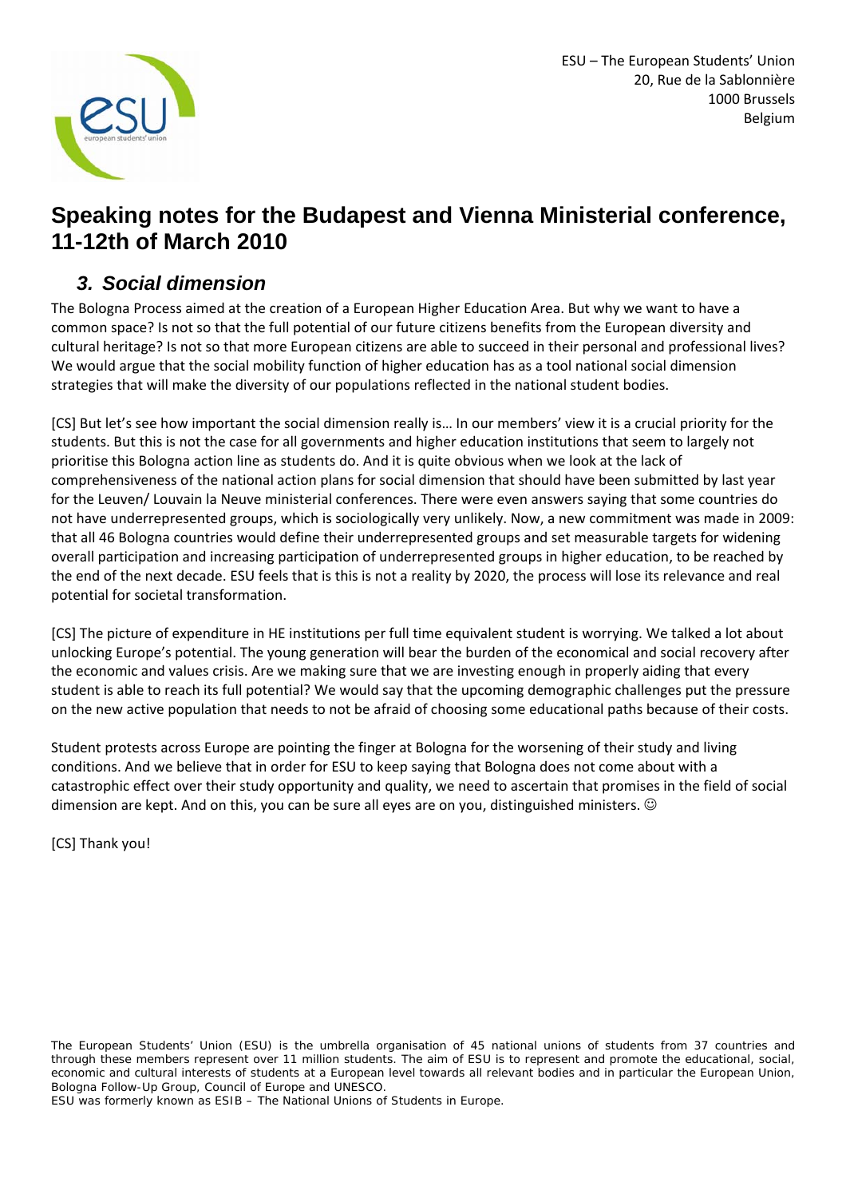ESU – The European Students' Union
20, Rue de la Sablonnière
1000 Brussels
Belgium

# Speaking notes for the Budapest and Vienna Ministerial conference, 11-12th of March 2010

## *3. Social dimension*

The Bologna Process aimed at the creation of a European Higher Education Area. But why we want to have a common space? Is not so that the full potential of our future citizens benefits from the European diversity and cultural heritage? Is not so that more European citizens are able to succeed in their personal and professional lives? We would argue that the social mobility function of higher education has as a tool national social dimension strategies that will make the diversity of our populations reflected in the national student bodies.

[CS] But let's see how important the social dimension really is… In our members' view it is a crucial priority for the students. But this is not the case for all governments and higher education institutions that seem to largely not prioritise this Bologna action line as students do. And it is quite obvious when we look at the lack of comprehensiveness of the national action plans for social dimension that should have been submitted by last year for the Leuven/ Louvain la Neuve ministerial conferences. There were even answers saying that some countries do not have underrepresented groups, which is sociologically very unlikely. Now, a new commitment was made in 2009: that all 46 Bologna countries would define their underrepresented groups and set measurable targets for widening overall participation and increasing participation of underrepresented groups in higher education, to be reached by the end of the next decade. ESU feels that is this is not a reality by 2020, the process will lose its relevance and real potential for societal transformation.

[CS] The picture of expenditure in HE institutions per full time equivalent student is worrying. We talked a lot about unlocking Europe's potential. The young generation will bear the burden of the economical and social recovery after the economic and values crisis. Are we making sure that we are investing enough in properly aiding that every student is able to reach its full potential? We would say that the upcoming demographic challenges put the pressure on the new active population that needs to not be afraid of choosing some educational paths because of their costs.

Student protests across Europe are pointing the finger at Bologna for the worsening of their study and living conditions. And we believe that in order for ESU to keep saying that Bologna does not come about with a catastrophic effect over their study opportunity and quality, we need to ascertain that promises in the field of social dimension are kept. And on this, you can be sure all eyes are on you, distinguished ministers. ☺

[CS] Thank you!

The European Students' Union (ESU) is the umbrella organisation of 45 national unions of students from 37 countries and through these members represent over 11 million students. The aim of ESU is to represent and promote the educational, social, economic and cultural interests of students at a European level towards all relevant bodies and in particular the European Union, Bologna Follow-Up Group, Council of Europe and UNESCO.
ESU was formerly known as ESIB – The National Unions of Students in Europe.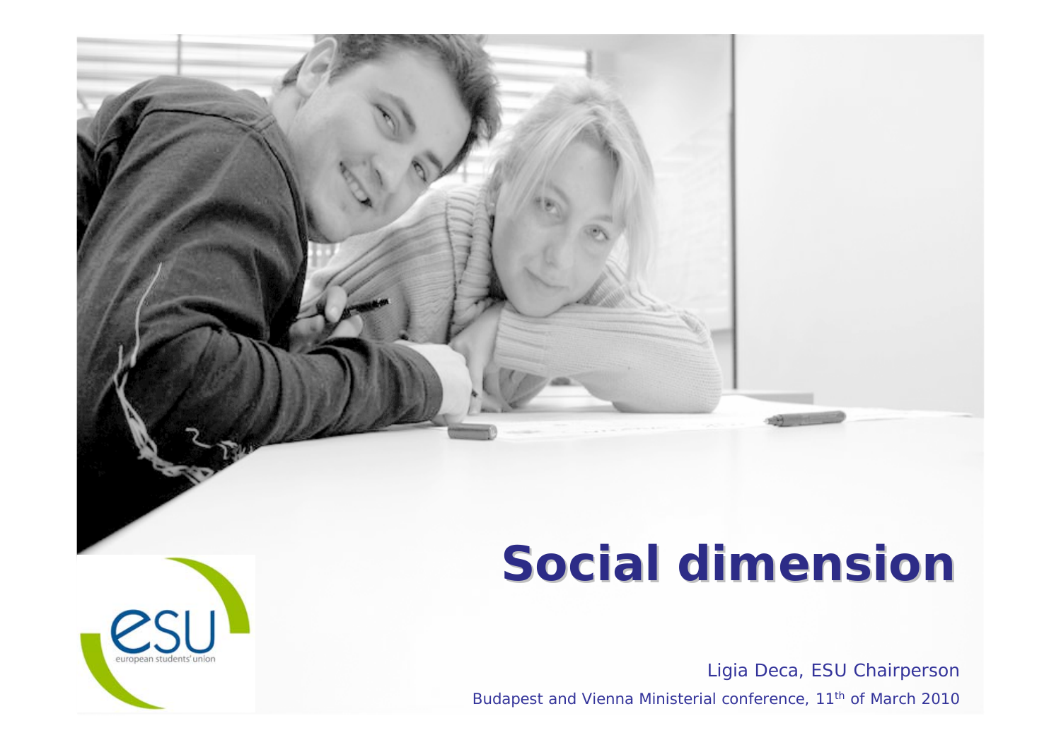# Social dimension

Ligia Deca, ESU Chairperson

Budapest and Vienna Ministerial conference, 11th of March 2010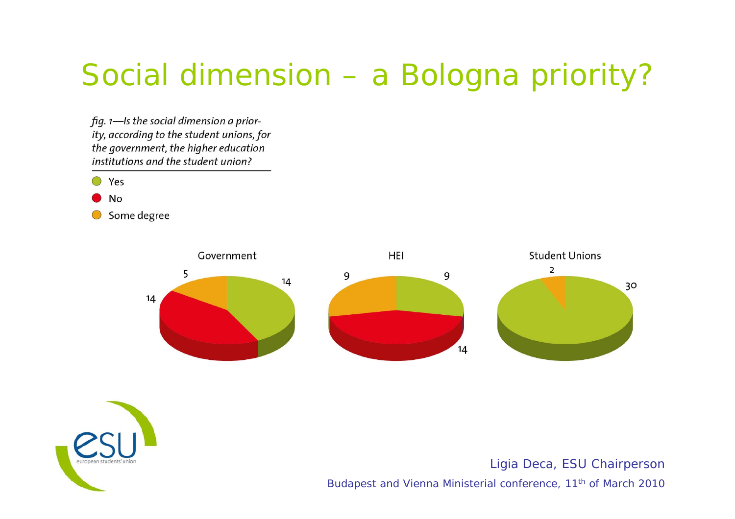# Social dimension – a Bologna priority?

*fig. 1—Is the social dimension a priority, according to the student unions, for the government, the higher education institutions and the student union?*

- Yes
- No
- Some degree

| | Yes | No | Some degree |
|---|---|---|---|
| Government | 14 | 14 | 5 |
| HEI | 9 | 14 | 9 |
| Student Unions | 30 | | 2 |

Ligia Deca, ESU Chairperson

Budapest and Vienna Ministerial conference, 11th of March 2010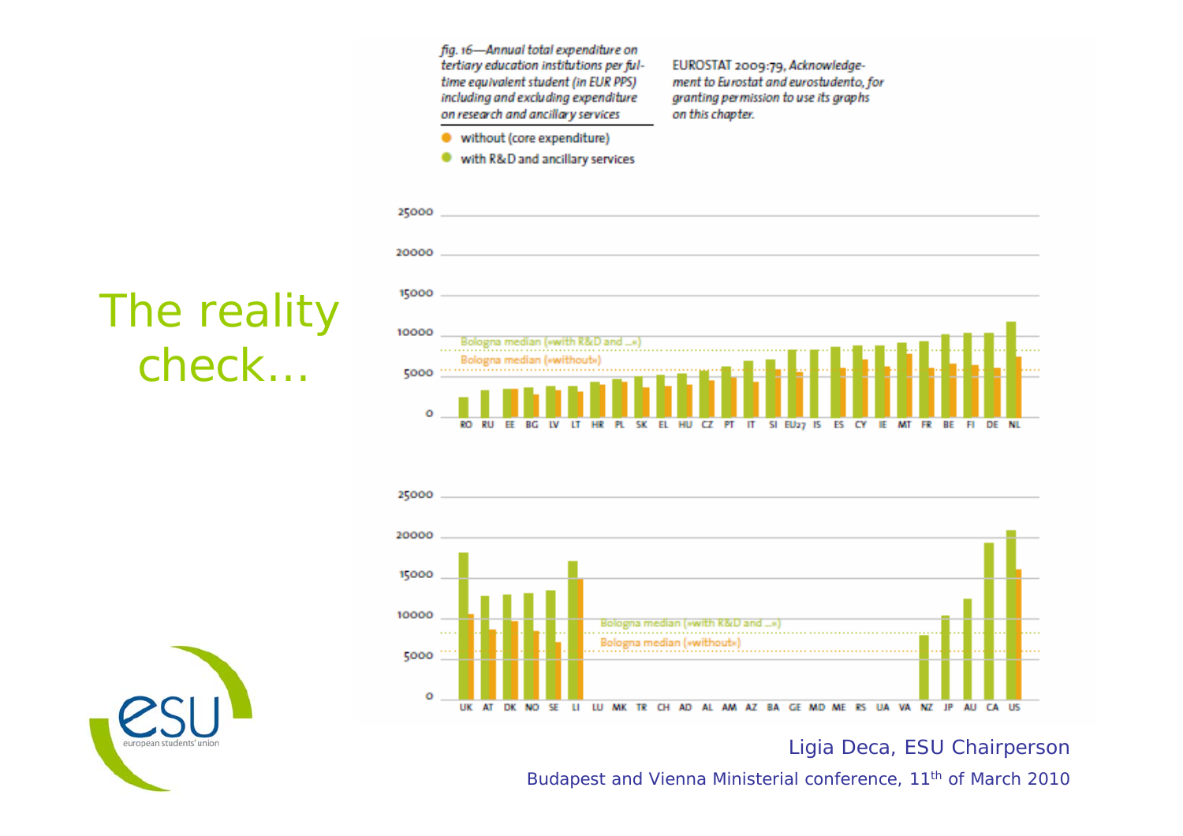# The reality check…

*fig. 16—Annual total expenditure on tertiary education institutions per full-time equivalent student (in EUR PPS) including and excluding expenditure on research and ancillary services*

EUROSTAT 2009:79, Acknowledgement to Eurostat and eurostudento, for granting permission to use its graphs on this chapter.

- without (core expenditure)
- with R&D and ancillary services

Bologna median («with R&D and …»)

Bologna median («without»)

RO RU EE BG LV LT HR PL SK EL HU CZ PT IT SI EU27 IS ES CY IE MT FR BE FI DE NL

UK AT DK NO SE LI LU MK TR CH AD AL AM AZ BA GE MD ME RS UA VA NZ JP AU CA US

Ligia Deca, ESU Chairperson

Budapest and Vienna Ministerial conference, 11th of March 2010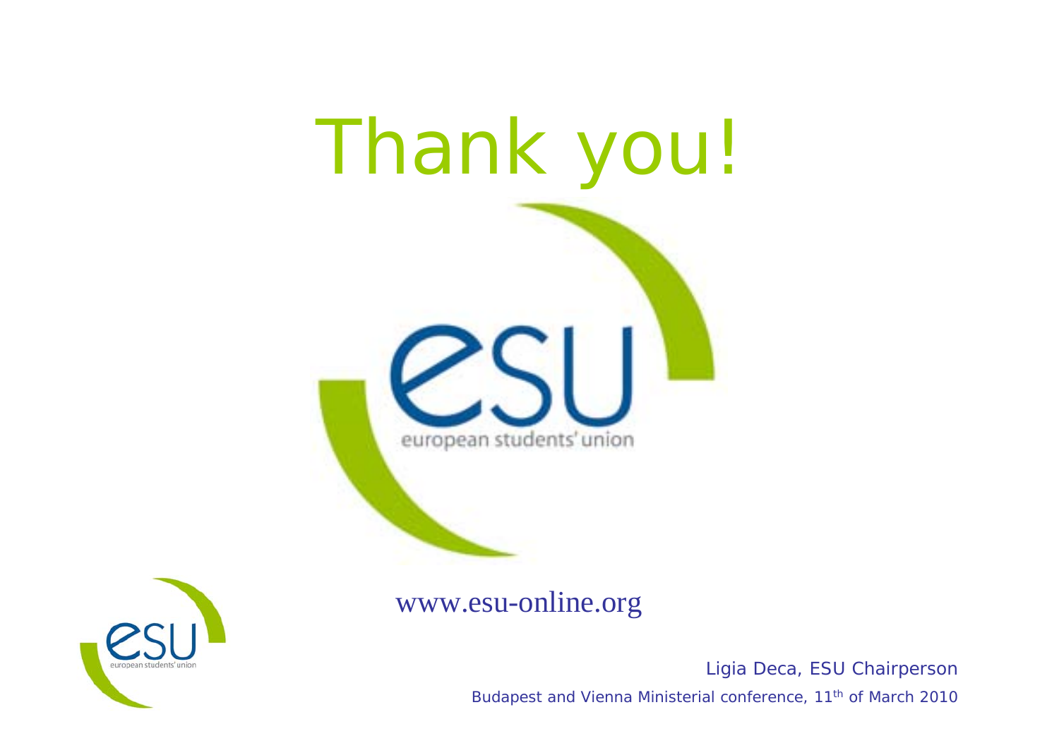# Thank you!

www.esu-online.org

Ligia Deca, ESU Chairperson

Budapest and Vienna Ministerial conference, 11th of March 2010